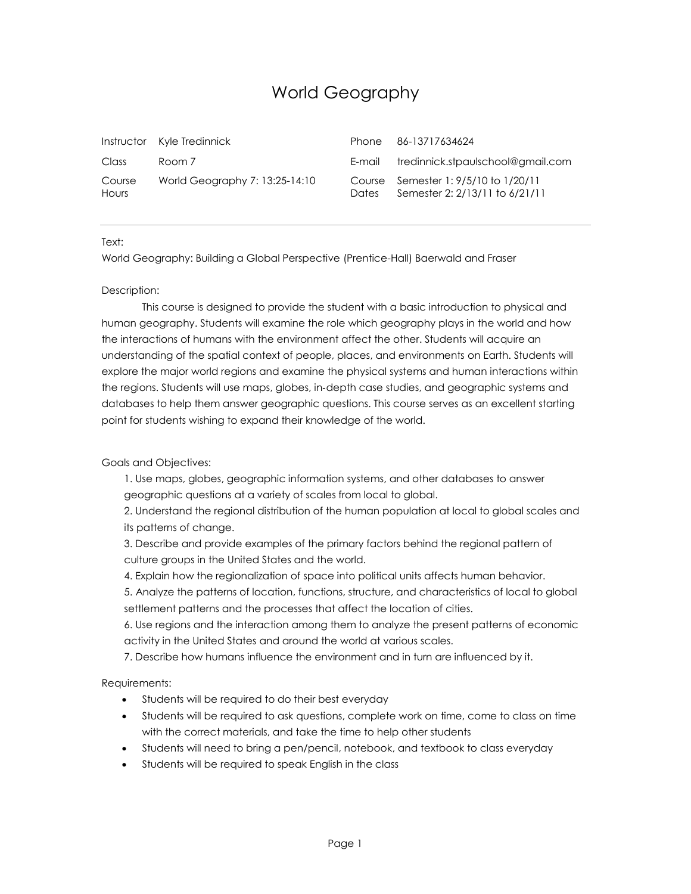# World Geography

| Instructor | Kyle Tredinnick | Phone | 86-13717634624 |
| --- | --- | --- | --- |
| Class | Room 7 | E-mail | tredinnick.stpaulschool@gmail.com |
| Course Hours | World Geography 7: 13:25-14:10 | Course Dates | Semester 1: 9/5/10 to 1/20/11<br>Semester 2: 2/13/11 to 6/21/11 |

---

Text:

World Geography: Building a Global Perspective (Prentice-Hall) Baerwald and Fraser

Description:

This course is designed to provide the student with a basic introduction to physical and human geography. Students will examine the role which geography plays in the world and how the interactions of humans with the environment affect the other. Students will acquire an understanding of the spatial context of people, places, and environments on Earth. Students will explore the major world regions and examine the physical systems and human interactions within the regions. Students will use maps, globes, in-depth case studies, and geographic systems and databases to help them answer geographic questions. This course serves as an excellent starting point for students wishing to expand their knowledge of the world.

Goals and Objectives:

1. Use maps, globes, geographic information systems, and other databases to answer geographic questions at a variety of scales from local to global.
2. Understand the regional distribution of the human population at local to global scales and its patterns of change.
3. Describe and provide examples of the primary factors behind the regional pattern of culture groups in the United States and the world.
4. Explain how the regionalization of space into political units affects human behavior.
5. Analyze the patterns of location, functions, structure, and characteristics of local to global settlement patterns and the processes that affect the location of cities.
6. Use regions and the interaction among them to analyze the present patterns of economic activity in the United States and around the world at various scales.
7. Describe how humans influence the environment and in turn are influenced by it.

Requirements:

- Students will be required to do their best everyday
- Students will be required to ask questions, complete work on time, come to class on time with the correct materials, and take the time to help other students
- Students will need to bring a pen/pencil, notebook, and textbook to class everyday
- Students will be required to speak English in the class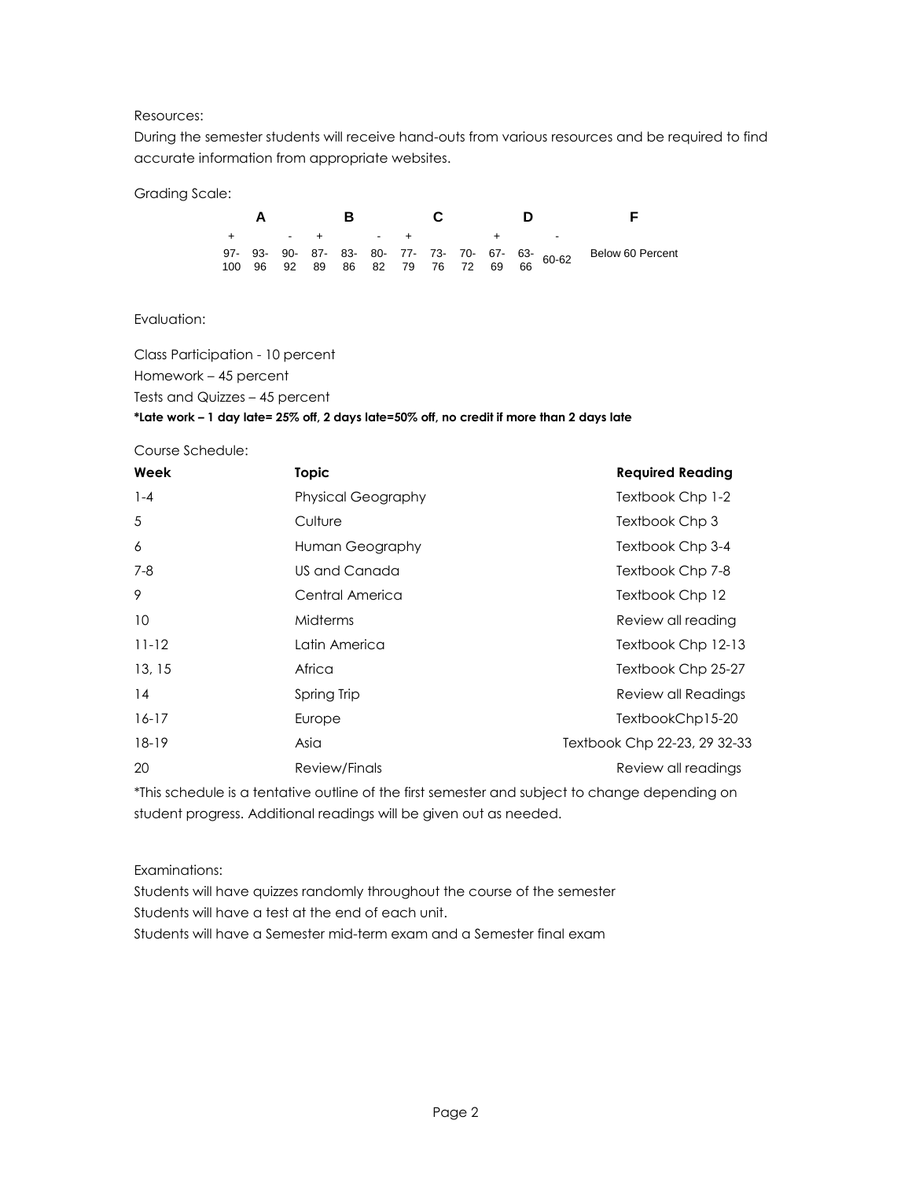Resources:

During the semester students will receive hand-outs from various resources and be required to find accurate information from appropriate websites.

Grading Scale:

| A | | | B | | | C | | | D | | | F |
|---|---|---|---|---|---|---|---|---|---|---|---|---|
| + | | - | + | | - | + | | | + | | - | |
| 97-100 | 93-96 | 90-92 | 87-89 | 83-86 | 80-82 | 77-79 | 73-76 | 70-72 | 67-69 | 63-66 | 60-62 | Below 60 Percent |

Evaluation:

Class Participation - 10 percent

Homework – 45 percent

Tests and Quizzes – 45 percent

**\*Late work – 1 day late= 25% off, 2 days late=50% off, no credit if more than 2 days late**

Course Schedule:

| **Week** | **Topic** | **Required Reading** |
|---|---|---|
| 1-4 | Physical Geography | Textbook Chp 1-2 |
| 5 | Culture | Textbook Chp 3 |
| 6 | Human Geography | Textbook Chp 3-4 |
| 7-8 | US and Canada | Textbook Chp 7-8 |
| 9 | Central America | Textbook Chp 12 |
| 10 | Midterms | Review all reading |
| 11-12 | Latin America | Textbook Chp 12-13 |
| 13, 15 | Africa | Textbook Chp 25-27 |
| 14 | Spring Trip | Review all Readings |
| 16-17 | Europe | TextbookChp15-20 |
| 18-19 | Asia | Textbook Chp 22-23, 29 32-33 |
| 20 | Review/Finals | Review all readings |

*This schedule is a tentative outline of the first semester and subject to change depending on student progress. Additional readings will be given out as needed.

Examinations:

Students will have quizzes randomly throughout the course of the semester

Students will have a test at the end of each unit.

Students will have a Semester mid-term exam and a Semester final exam